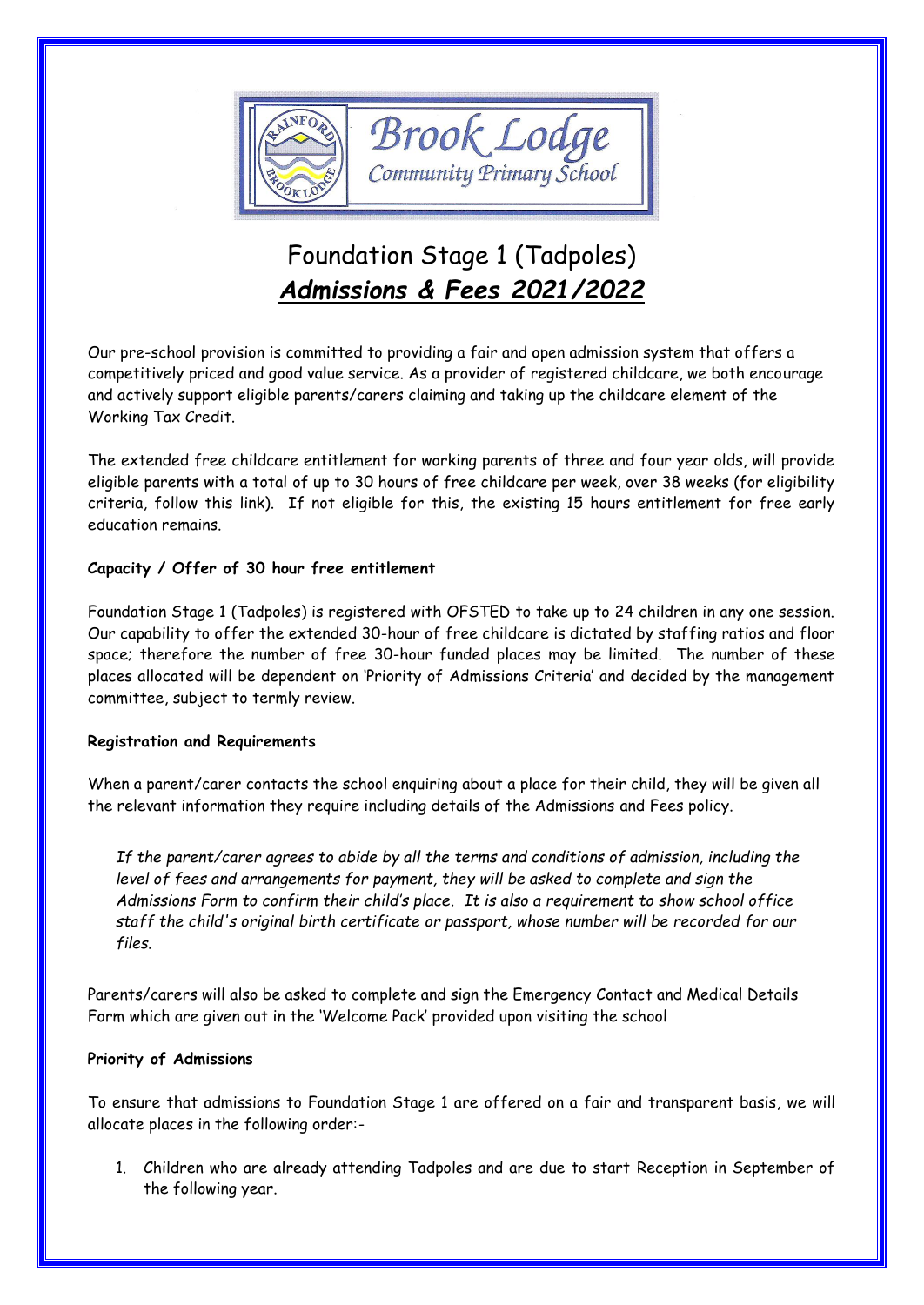Brook Lodge
Community Primary School

# Foundation Stage 1 (Tadpoles)
## ***Admissions & Fees 2021/2022***

Our pre-school provision is committed to providing a fair and open admission system that offers a competitively priced and good value service. As a provider of registered childcare, we both encourage and actively support eligible parents/carers claiming and taking up the childcare element of the Working Tax Credit.

The extended free childcare entitlement for working parents of three and four year olds, will provide eligible parents with a total of up to 30 hours of free childcare per week, over 38 weeks (for eligibility criteria, follow this link). If not eligible for this, the existing 15 hours entitlement for free early education remains.

**Capacity / Offer of 30 hour free entitlement**

Foundation Stage 1 (Tadpoles) is registered with OFSTED to take up to 24 children in any one session. Our capability to offer the extended 30-hour of free childcare is dictated by staffing ratios and floor space; therefore the number of free 30-hour funded places may be limited. The number of these places allocated will be dependent on 'Priority of Admissions Criteria' and decided by the management committee, subject to termly review.

**Registration and Requirements**

When a parent/carer contacts the school enquiring about a place for their child, they will be given all the relevant information they require including details of the Admissions and Fees policy.

*If the parent/carer agrees to abide by all the terms and conditions of admission, including the level of fees and arrangements for payment, they will be asked to complete and sign the Admissions Form to confirm their child's place. It is also a requirement to show school office staff the child's original birth certificate or passport, whose number will be recorded for our files.*

Parents/carers will also be asked to complete and sign the Emergency Contact and Medical Details Form which are given out in the 'Welcome Pack' provided upon visiting the school

**Priority of Admissions**

To ensure that admissions to Foundation Stage 1 are offered on a fair and transparent basis, we will allocate places in the following order:-

1. Children who are already attending Tadpoles and are due to start Reception in September of the following year.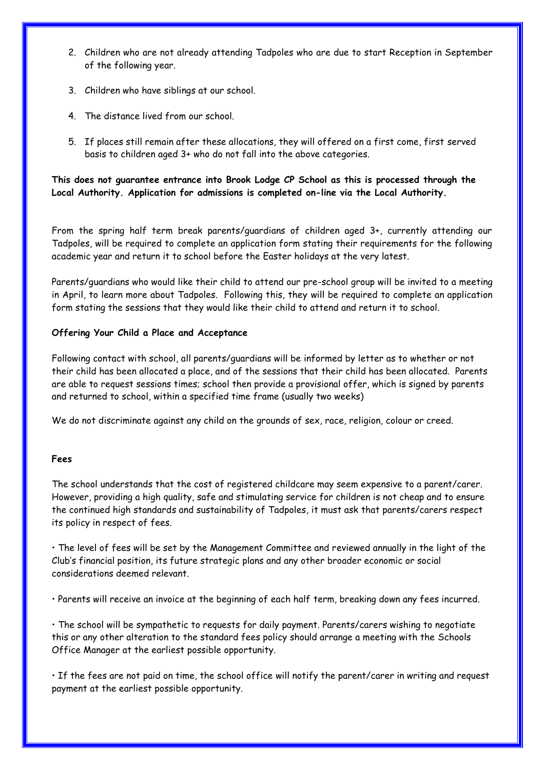2. Children who are not already attending Tadpoles who are due to start Reception in September of the following year.

3. Children who have siblings at our school.

4. The distance lived from our school.

5. If places still remain after these allocations, they will offered on a first come, first served basis to children aged 3+ who do not fall into the above categories.

**This does not guarantee entrance into Brook Lodge CP School as this is processed through the Local Authority. Application for admissions is completed on-line via the Local Authority.**

From the spring half term break parents/guardians of children aged 3+, currently attending our Tadpoles, will be required to complete an application form stating their requirements for the following academic year and return it to school before the Easter holidays at the very latest.

Parents/guardians who would like their child to attend our pre-school group will be invited to a meeting in April, to learn more about Tadpoles. Following this, they will be required to complete an application form stating the sessions that they would like their child to attend and return it to school.

**Offering Your Child a Place and Acceptance**

Following contact with school, all parents/guardians will be informed by letter as to whether or not their child has been allocated a place, and of the sessions that their child has been allocated. Parents are able to request sessions times; school then provide a provisional offer, which is signed by parents and returned to school, within a specified time frame (usually two weeks)

We do not discriminate against any child on the grounds of sex, race, religion, colour or creed.

**Fees**

The school understands that the cost of registered childcare may seem expensive to a parent/carer. However, providing a high quality, safe and stimulating service for children is not cheap and to ensure the continued high standards and sustainability of Tadpoles, it must ask that parents/carers respect its policy in respect of fees.

• The level of fees will be set by the Management Committee and reviewed annually in the light of the Club's financial position, its future strategic plans and any other broader economic or social considerations deemed relevant.

• Parents will receive an invoice at the beginning of each half term, breaking down any fees incurred.

• The school will be sympathetic to requests for daily payment. Parents/carers wishing to negotiate this or any other alteration to the standard fees policy should arrange a meeting with the Schools Office Manager at the earliest possible opportunity.

• If the fees are not paid on time, the school office will notify the parent/carer in writing and request payment at the earliest possible opportunity.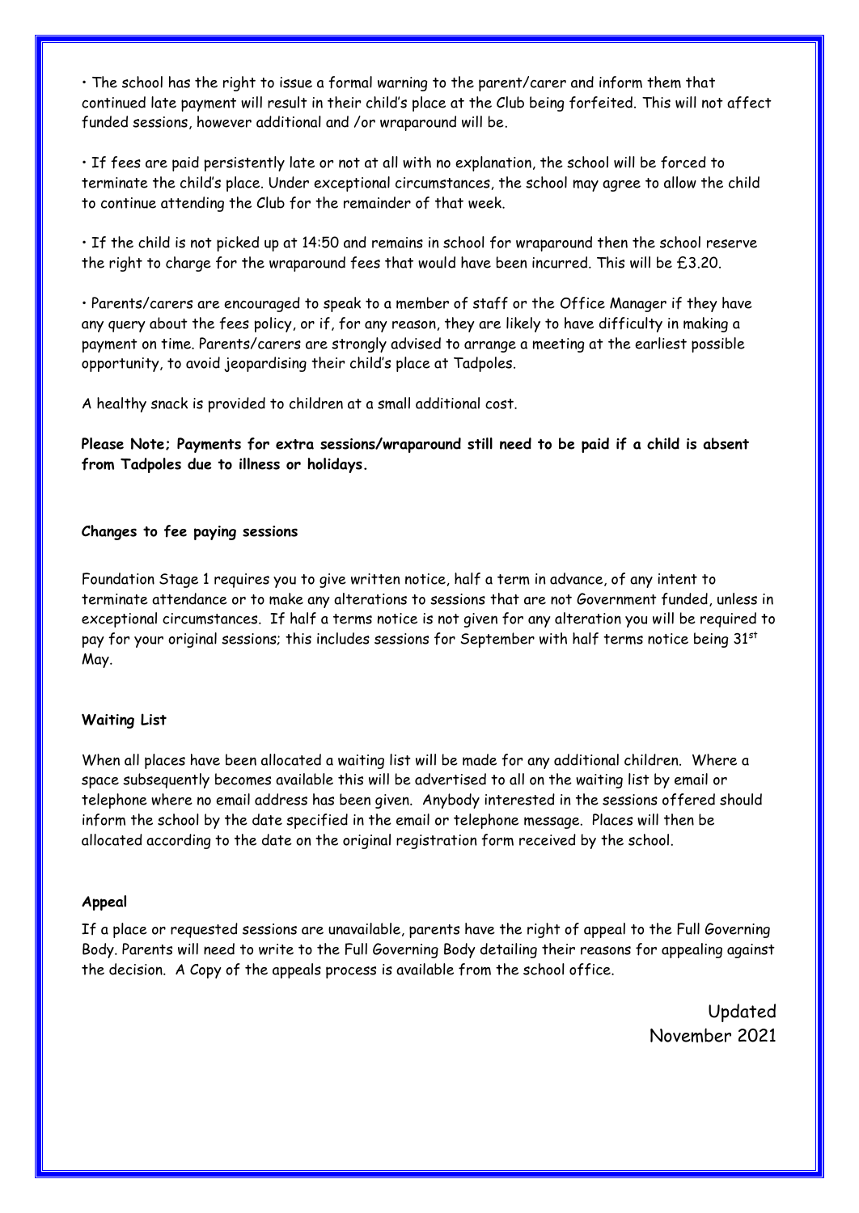- The school has the right to issue a formal warning to the parent/carer and inform them that continued late payment will result in their child's place at the Club being forfeited. This will not affect funded sessions, however additional and /or wraparound will be.

- If fees are paid persistently late or not at all with no explanation, the school will be forced to terminate the child's place. Under exceptional circumstances, the school may agree to allow the child to continue attending the Club for the remainder of that week.

- If the child is not picked up at 14:50 and remains in school for wraparound then the school reserve the right to charge for the wraparound fees that would have been incurred. This will be £3.20.

- Parents/carers are encouraged to speak to a member of staff or the Office Manager if they have any query about the fees policy, or if, for any reason, they are likely to have difficulty in making a payment on time. Parents/carers are strongly advised to arrange a meeting at the earliest possible opportunity, to avoid jeopardising their child's place at Tadpoles.

A healthy snack is provided to children at a small additional cost.

**Please Note; Payments for extra sessions/wraparound still need to be paid if a child is absent from Tadpoles due to illness or holidays.**

**Changes to fee paying sessions**

Foundation Stage 1 requires you to give written notice, half a term in advance, of any intent to terminate attendance or to make any alterations to sessions that are not Government funded, unless in exceptional circumstances. If half a terms notice is not given for any alteration you will be required to pay for your original sessions; this includes sessions for September with half terms notice being 31st May.

**Waiting List**

When all places have been allocated a waiting list will be made for any additional children. Where a space subsequently becomes available this will be advertised to all on the waiting list by email or telephone where no email address has been given. Anybody interested in the sessions offered should inform the school by the date specified in the email or telephone message. Places will then be allocated according to the date on the original registration form received by the school.

**Appeal**

If a place or requested sessions are unavailable, parents have the right of appeal to the Full Governing Body. Parents will need to write to the Full Governing Body detailing their reasons for appealing against the decision. A Copy of the appeals process is available from the school office.

Updated
November 2021